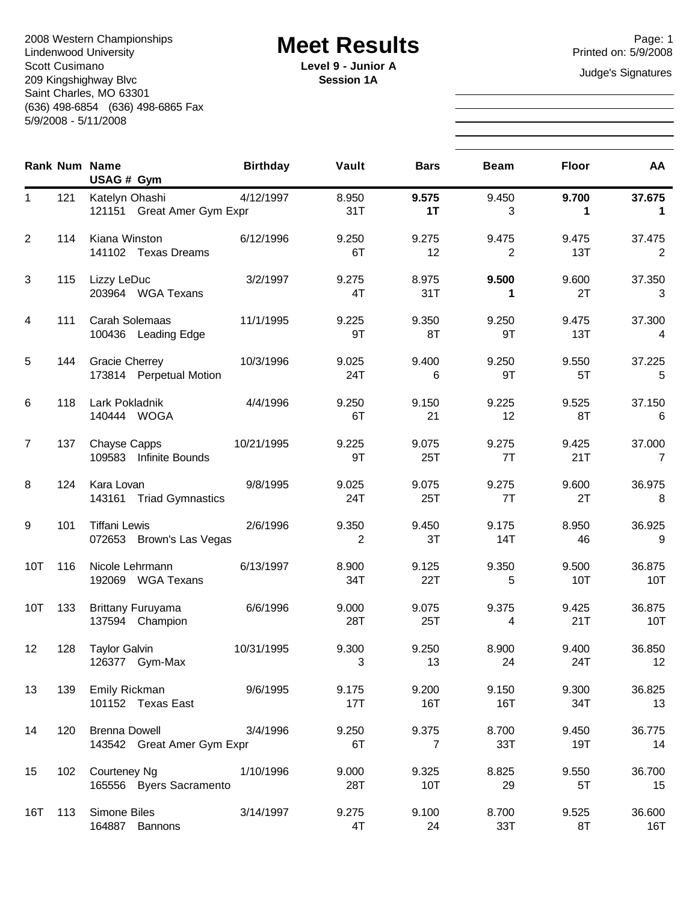2008 Western Championships
Lindenwood University
Scott Cusimano
209 Kingshighway Blvc
Saint Charles, MO 63301
(636) 498-6854 (636) 498-6865 Fax
5/9/2008 - 5/11/2008

# Meet Results

**Level 9 - Junior A**
**Session 1A**

Printed on: 5/9/2008

Judge's Signatures

| Rank | Num | Name / USAG # Gym | Birthday | Vault | Bars | Beam | Floor | AA |
|---|---|---|---|---|---|---|---|---|
| 1 | 121 | Katelyn Ohashi<br>121151 Great Amer Gym Expr | 4/12/1997 | 8.950<br>31T | **9.575**<br>**1T** | 9.450<br>3 | **9.700**<br>**1** | **37.675**<br>**1** |
| 2 | 114 | Kiana Winston<br>141102 Texas Dreams | 6/12/1996 | 9.250<br>6T | 9.275<br>12 | 9.475<br>2 | 9.475<br>13T | 37.475<br>2 |
| 3 | 115 | Lizzy LeDuc<br>203964 WGA Texans | 3/2/1997 | 9.275<br>4T | 8.975<br>31T | **9.500**<br>**1** | 9.600<br>2T | 37.350<br>3 |
| 4 | 111 | Carah Solemaas<br>100436 Leading Edge | 11/1/1995 | 9.225<br>9T | 9.350<br>8T | 9.250<br>9T | 9.475<br>13T | 37.300<br>4 |
| 5 | 144 | Gracie Cherrey<br>173814 Perpetual Motion | 10/3/1996 | 9.025<br>24T | 9.400<br>6 | 9.250<br>9T | 9.550<br>5T | 37.225<br>5 |
| 6 | 118 | Lark Pokladnik<br>140444 WOGA | 4/4/1996 | 9.250<br>6T | 9.150<br>21 | 9.225<br>12 | 9.525<br>8T | 37.150<br>6 |
| 7 | 137 | Chayse Capps<br>109583 Infinite Bounds | 10/21/1995 | 9.225<br>9T | 9.075<br>25T | 9.275<br>7T | 9.425<br>21T | 37.000<br>7 |
| 8 | 124 | Kara Lovan<br>143161 Triad Gymnastics | 9/8/1995 | 9.025<br>24T | 9.075<br>25T | 9.275<br>7T | 9.600<br>2T | 36.975<br>8 |
| 9 | 101 | Tiffani Lewis<br>072653 Brown's Las Vegas | 2/6/1996 | 9.350<br>2 | 9.450<br>3T | 9.175<br>14T | 8.950<br>46 | 36.925<br>9 |
| 10T | 116 | Nicole Lehrmann<br>192069 WGA Texans | 6/13/1997 | 8.900<br>34T | 9.125<br>22T | 9.350<br>5 | 9.500<br>10T | 36.875<br>10T |
| 10T | 133 | Brittany Furuyama<br>137594 Champion | 6/6/1996 | 9.000<br>28T | 9.075<br>25T | 9.375<br>4 | 9.425<br>21T | 36.875<br>10T |
| 12 | 128 | Taylor Galvin<br>126377 Gym-Max | 10/31/1995 | 9.300<br>3 | 9.250<br>13 | 8.900<br>24 | 9.400<br>24T | 36.850<br>12 |
| 13 | 139 | Emily Rickman<br>101152 Texas East | 9/6/1995 | 9.175<br>17T | 9.200<br>16T | 9.150<br>16T | 9.300<br>34T | 36.825<br>13 |
| 14 | 120 | Brenna Dowell<br>143542 Great Amer Gym Expr | 3/4/1996 | 9.250<br>6T | 9.375<br>7 | 8.700<br>33T | 9.450<br>19T | 36.775<br>14 |
| 15 | 102 | Courteney Ng<br>165556 Byers Sacramento | 1/10/1996 | 9.000<br>28T | 9.325<br>10T | 8.825<br>29 | 9.550<br>5T | 36.700<br>15 |
| 16T | 113 | Simone Biles<br>164887 Bannons | 3/14/1997 | 9.275<br>4T | 9.100<br>24 | 8.700<br>33T | 9.525<br>8T | 36.600<br>16T |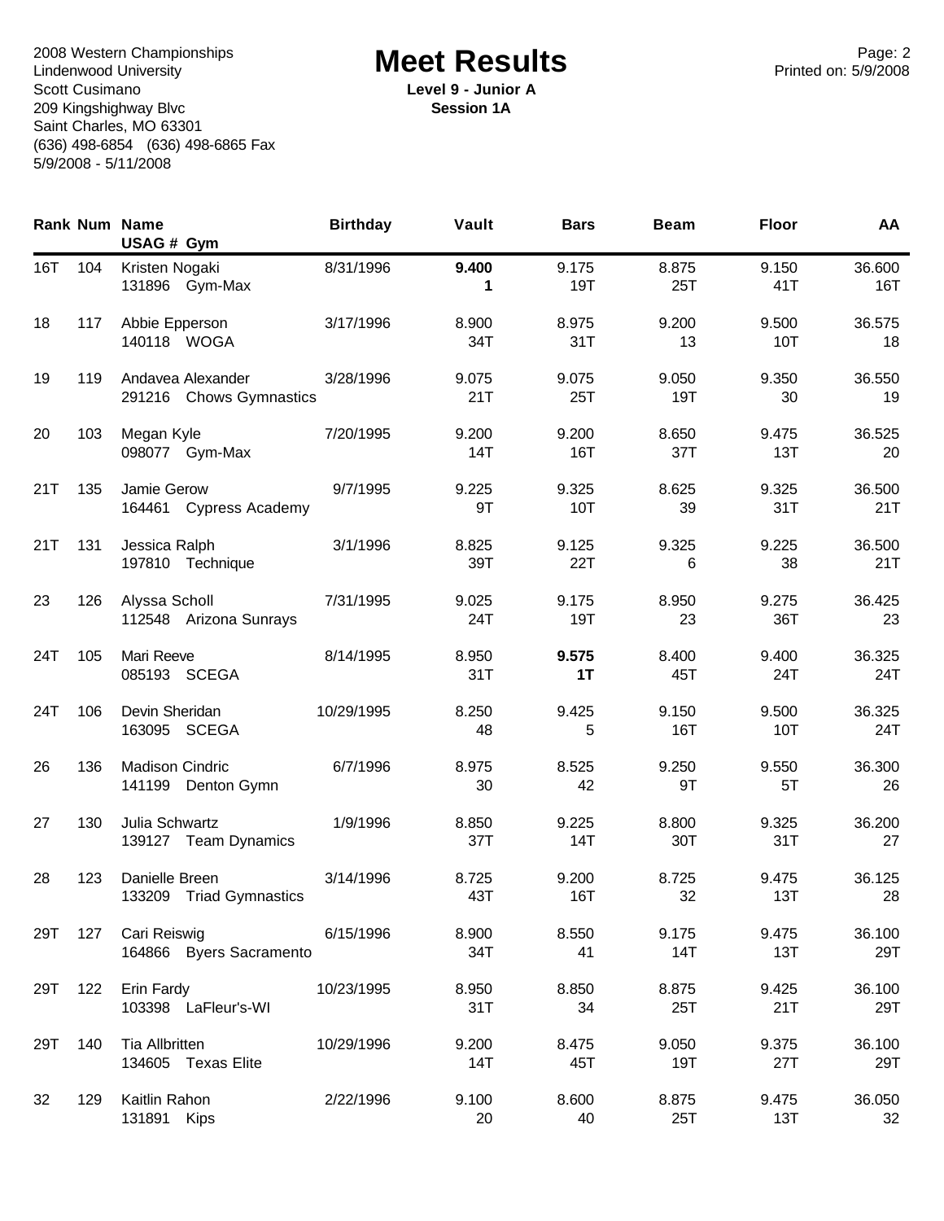2008 Western Championships
Lindenwood University
Scott Cusimano
209 Kingshighway Blvc
Saint Charles, MO 63301
(636) 498-6854 (636) 498-6865 Fax
5/9/2008 - 5/11/2008

# Meet Results

**Level 9 - Junior A**
**Session 1A**

Printed on: 5/9/2008

| Rank | Num | Name / USAG # Gym | Birthday | Vault | Bars | Beam | Floor | AA |
|---|---|---|---|---|---|---|---|---|
| 16T | 104 | Kristen Nogaki<br>131896 Gym-Max | 8/31/1996 | **9.400**<br>**1** | 9.175<br>19T | 8.875<br>25T | 9.150<br>41T | 36.600<br>16T |
| 18 | 117 | Abbie Epperson<br>140118 WOGA | 3/17/1996 | 8.900<br>34T | 8.975<br>31T | 9.200<br>13 | 9.500<br>10T | 36.575<br>18 |
| 19 | 119 | Andavea Alexander<br>291216 Chows Gymnastics | 3/28/1996 | 9.075<br>21T | 9.075<br>25T | 9.050<br>19T | 9.350<br>30 | 36.550<br>19 |
| 20 | 103 | Megan Kyle<br>098077 Gym-Max | 7/20/1995 | 9.200<br>14T | 9.200<br>16T | 8.650<br>37T | 9.475<br>13T | 36.525<br>20 |
| 21T | 135 | Jamie Gerow<br>164461 Cypress Academy | 9/7/1995 | 9.225<br>9T | 9.325<br>10T | 8.625<br>39 | 9.325<br>31T | 36.500<br>21T |
| 21T | 131 | Jessica Ralph<br>197810 Technique | 3/1/1996 | 8.825<br>39T | 9.125<br>22T | 9.325<br>6 | 9.225<br>38 | 36.500<br>21T |
| 23 | 126 | Alyssa Scholl<br>112548 Arizona Sunrays | 7/31/1995 | 9.025<br>24T | 9.175<br>19T | 8.950<br>23 | 9.275<br>36T | 36.425<br>23 |
| 24T | 105 | Mari Reeve<br>085193 SCEGA | 8/14/1995 | 8.950<br>31T | **9.575**<br>**1T** | 8.400<br>45T | 9.400<br>24T | 36.325<br>24T |
| 24T | 106 | Devin Sheridan<br>163095 SCEGA | 10/29/1995 | 8.250<br>48 | 9.425<br>5 | 9.150<br>16T | 9.500<br>10T | 36.325<br>24T |
| 26 | 136 | Madison Cindric<br>141199 Denton Gymn | 6/7/1996 | 8.975<br>30 | 8.525<br>42 | 9.250<br>9T | 9.550<br>5T | 36.300<br>26 |
| 27 | 130 | Julia Schwartz<br>139127 Team Dynamics | 1/9/1996 | 8.850<br>37T | 9.225<br>14T | 8.800<br>30T | 9.325<br>31T | 36.200<br>27 |
| 28 | 123 | Danielle Breen<br>133209 Triad Gymnastics | 3/14/1996 | 8.725<br>43T | 9.200<br>16T | 8.725<br>32 | 9.475<br>13T | 36.125<br>28 |
| 29T | 127 | Cari Reiswig<br>164866 Byers Sacramento | 6/15/1996 | 8.900<br>34T | 8.550<br>41 | 9.175<br>14T | 9.475<br>13T | 36.100<br>29T |
| 29T | 122 | Erin Fardy<br>103398 LaFleur's-WI | 10/23/1995 | 8.950<br>31T | 8.850<br>34 | 8.875<br>25T | 9.425<br>21T | 36.100<br>29T |
| 29T | 140 | Tia Allbritten<br>134605 Texas Elite | 10/29/1996 | 9.200<br>14T | 8.475<br>45T | 9.050<br>19T | 9.375<br>27T | 36.100<br>29T |
| 32 | 129 | Kaitlin Rahon<br>131891 Kips | 2/22/1996 | 9.100<br>20 | 8.600<br>40 | 8.875<br>25T | 9.475<br>13T | 36.050<br>32 |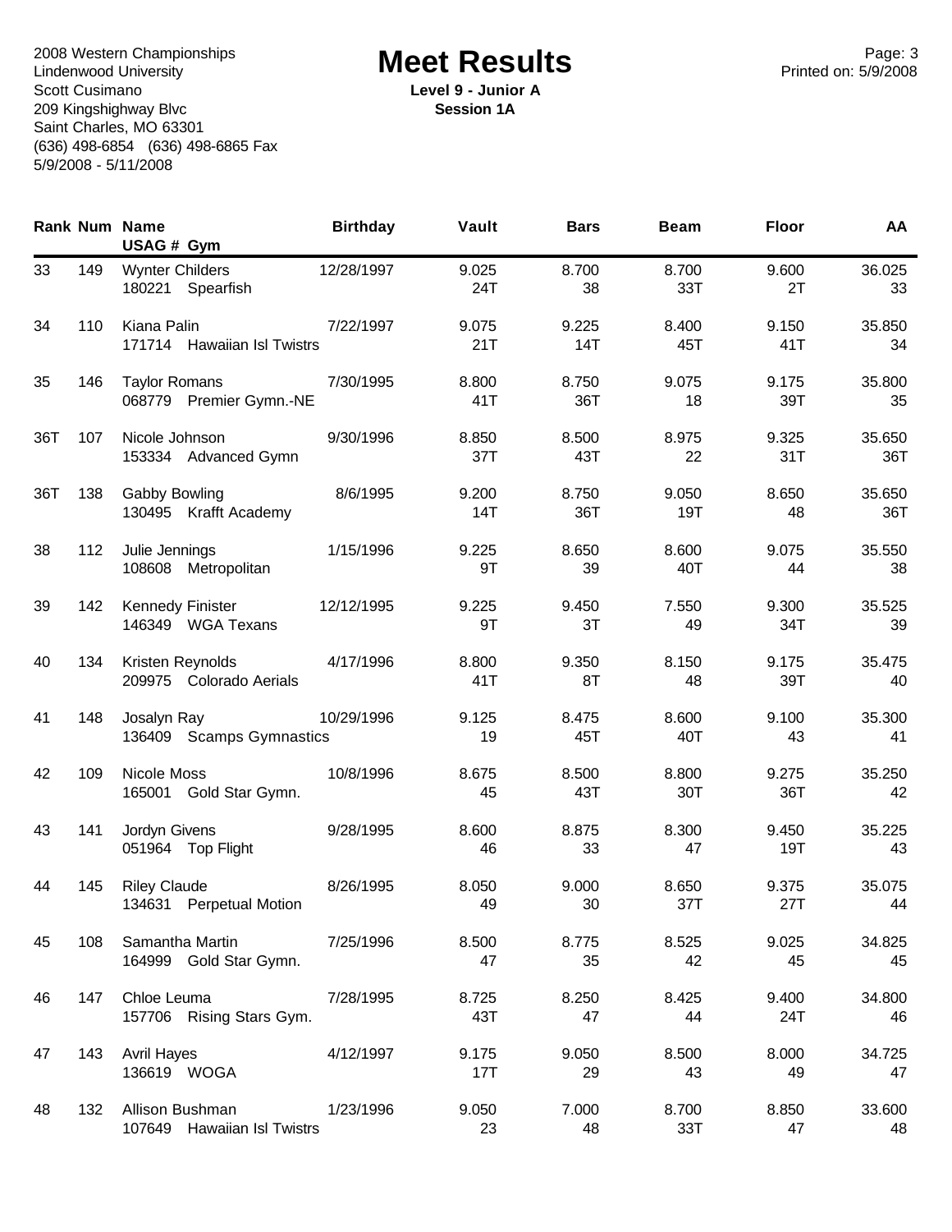2008 Western Championships
Lindenwood University
Scott Cusimano
209 Kingshighway Blvc
Saint Charles, MO 63301
(636) 498-6854 (636) 498-6865 Fax
5/9/2008 - 5/11/2008

# Meet Results

**Level 9 - Junior A**
**Session 1A**

Printed on: 5/9/2008

| Rank | Num | Name / USAG # Gym | Birthday | Vault | Bars | Beam | Floor | AA |
|---|---|---|---|---|---|---|---|---|
| 33 | 149 | Wynter Childers<br>180221 Spearfish | 12/28/1997 | 9.025<br>24T | 8.700<br>38 | 8.700<br>33T | 9.600<br>2T | 36.025<br>33 |
| 34 | 110 | Kiana Palin<br>171714 Hawaiian Isl Twistrs | 7/22/1997 | 9.075<br>21T | 9.225<br>14T | 8.400<br>45T | 9.150<br>41T | 35.850<br>34 |
| 35 | 146 | Taylor Romans<br>068779 Premier Gymn.-NE | 7/30/1995 | 8.800<br>41T | 8.750<br>36T | 9.075<br>18 | 9.175<br>39T | 35.800<br>35 |
| 36T | 107 | Nicole Johnson<br>153334 Advanced Gymn | 9/30/1996 | 8.850<br>37T | 8.500<br>43T | 8.975<br>22 | 9.325<br>31T | 35.650<br>36T |
| 36T | 138 | Gabby Bowling<br>130495 Krafft Academy | 8/6/1995 | 9.200<br>14T | 8.750<br>36T | 9.050<br>19T | 8.650<br>48 | 35.650<br>36T |
| 38 | 112 | Julie Jennings<br>108608 Metropolitan | 1/15/1996 | 9.225<br>9T | 8.650<br>39 | 8.600<br>40T | 9.075<br>44 | 35.550<br>38 |
| 39 | 142 | Kennedy Finister<br>146349 WGA Texans | 12/12/1995 | 9.225<br>9T | 9.450<br>3T | 7.550<br>49 | 9.300<br>34T | 35.525<br>39 |
| 40 | 134 | Kristen Reynolds<br>209975 Colorado Aerials | 4/17/1996 | 8.800<br>41T | 9.350<br>8T | 8.150<br>48 | 9.175<br>39T | 35.475<br>40 |
| 41 | 148 | Josalyn Ray<br>136409 Scamps Gymnastics | 10/29/1996 | 9.125<br>19 | 8.475<br>45T | 8.600<br>40T | 9.100<br>43 | 35.300<br>41 |
| 42 | 109 | Nicole Moss<br>165001 Gold Star Gymn. | 10/8/1996 | 8.675<br>45 | 8.500<br>43T | 8.800<br>30T | 9.275<br>36T | 35.250<br>42 |
| 43 | 141 | Jordyn Givens<br>051964 Top Flight | 9/28/1995 | 8.600<br>46 | 8.875<br>33 | 8.300<br>47 | 9.450<br>19T | 35.225<br>43 |
| 44 | 145 | Riley Claude<br>134631 Perpetual Motion | 8/26/1995 | 8.050<br>49 | 9.000<br>30 | 8.650<br>37T | 9.375<br>27T | 35.075<br>44 |
| 45 | 108 | Samantha Martin<br>164999 Gold Star Gymn. | 7/25/1996 | 8.500<br>47 | 8.775<br>35 | 8.525<br>42 | 9.025<br>45 | 34.825<br>45 |
| 46 | 147 | Chloe Leuma<br>157706 Rising Stars Gym. | 7/28/1995 | 8.725<br>43T | 8.250<br>47 | 8.425<br>44 | 9.400<br>24T | 34.800<br>46 |
| 47 | 143 | Avril Hayes<br>136619 WOGA | 4/12/1997 | 9.175<br>17T | 9.050<br>29 | 8.500<br>43 | 8.000<br>49 | 34.725<br>47 |
| 48 | 132 | Allison Bushman<br>107649 Hawaiian Isl Twistrs | 1/23/1996 | 9.050<br>23 | 7.000<br>48 | 8.700<br>33T | 8.850<br>47 | 33.600<br>48 |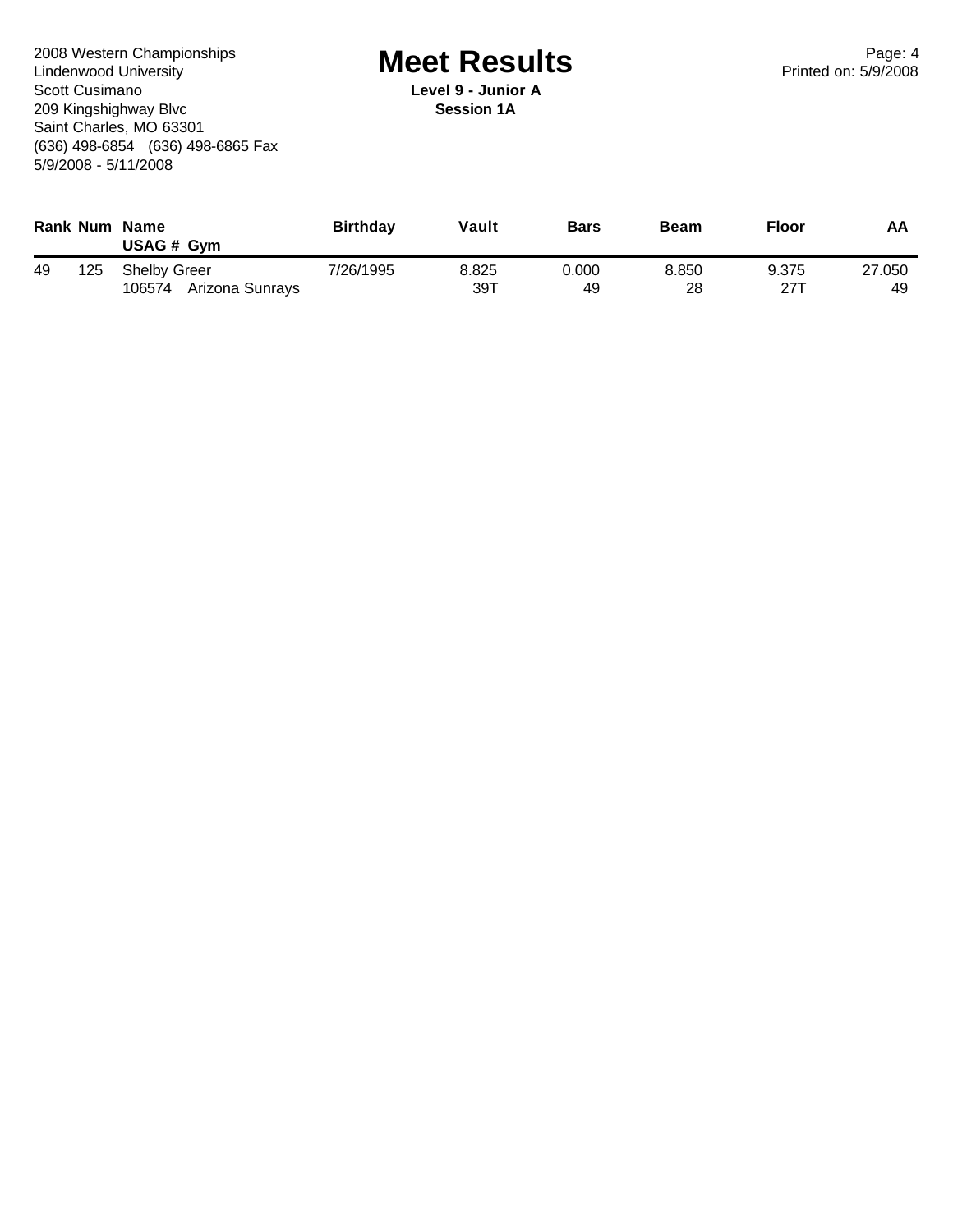2008 Western Championships
Lindenwood University
Scott Cusimano
209 Kingshighway Blvc
Saint Charles, MO 63301
(636) 498-6854 (636) 498-6865 Fax
5/9/2008 - 5/11/2008

# Meet Results

**Level 9 - Junior A**
**Session 1A**

Printed on: 5/9/2008

| Rank | Num | Name / USAG # Gym | Birthday | Vault | Bars | Beam | Floor | AA |
|---|---|---|---|---|---|---|---|---|
| 49 | 125 | Shelby Greer | 7/26/1995 | 8.825 | 0.000 | 8.850 | 9.375 | 27.050 |
| | | 106574 Arizona Sunrays | | 39T | 49 | 28 | 27T | 49 |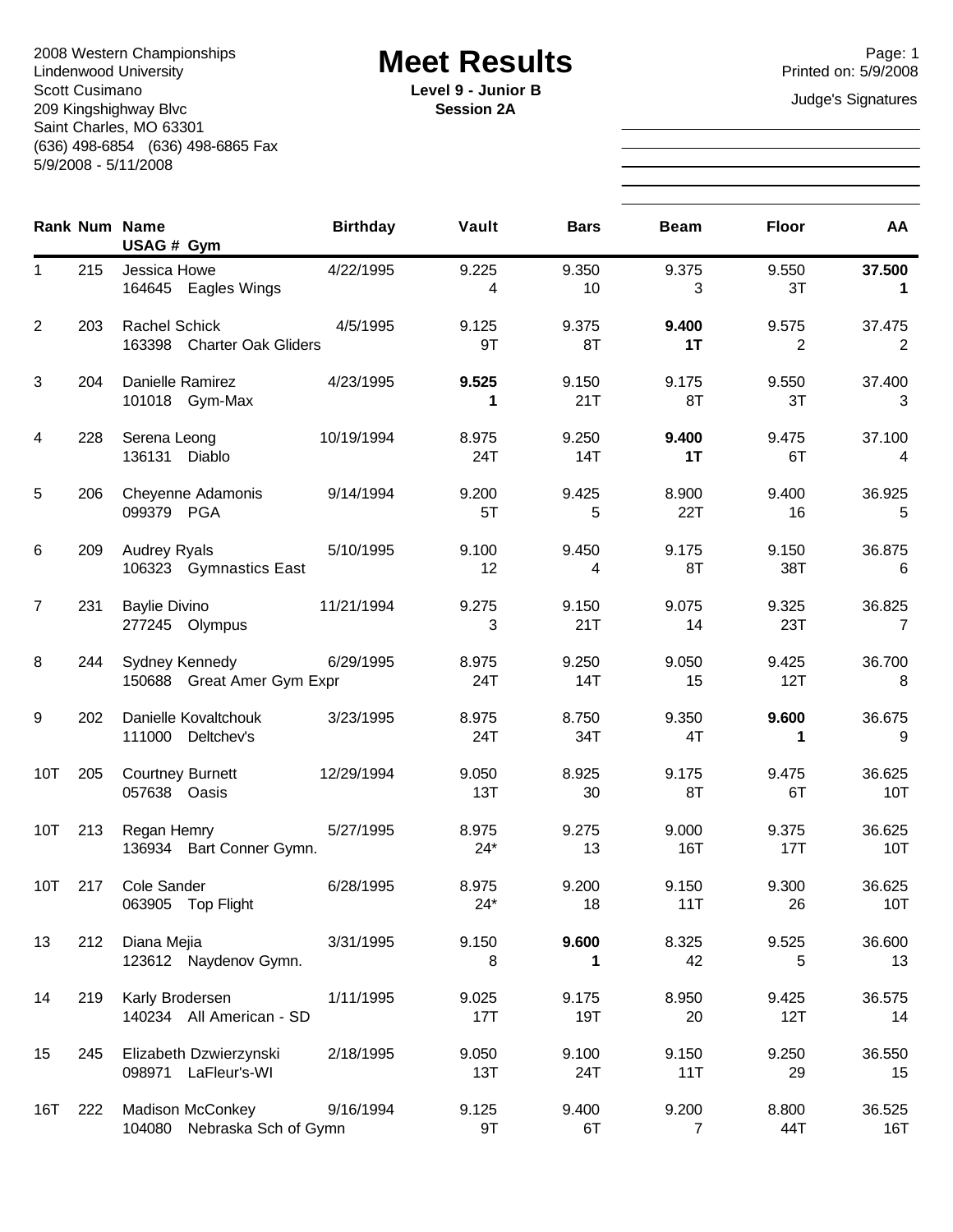2008 Western Championships
Lindenwood University
Scott Cusimano
209 Kingshighway Blvc
Saint Charles, MO 63301
(636) 498-6854 (636) 498-6865 Fax
5/9/2008 - 5/11/2008

# Meet Results

**Level 9 - Junior B**
**Session 2A**

Page: 1
Printed on: 5/9/2008

Judge's Signatures

| Rank | Num | Name / USAG # Gym | Birthday | Vault | Bars | Beam | Floor | AA |
|---|---|---|---|---|---|---|---|---|
| 1 | 215 | Jessica Howe<br>164645 Eagles Wings | 4/22/1995 | 9.225<br>4 | 9.350<br>10 | 9.375<br>3 | 9.550<br>3T | **37.500**<br>**1** |
| 2 | 203 | Rachel Schick<br>163398 Charter Oak Gliders | 4/5/1995 | 9.125<br>9T | 9.375<br>8T | **9.400**<br>**1T** | 9.575<br>2 | 37.475<br>2 |
| 3 | 204 | Danielle Ramirez<br>101018 Gym-Max | 4/23/1995 | **9.525**<br>**1** | 9.150<br>21T | 9.175<br>8T | 9.550<br>3T | 37.400<br>3 |
| 4 | 228 | Serena Leong<br>136131 Diablo | 10/19/1994 | 8.975<br>24T | 9.250<br>14T | **9.400**<br>**1T** | 9.475<br>6T | 37.100<br>4 |
| 5 | 206 | Cheyenne Adamonis<br>099379 PGA | 9/14/1994 | 9.200<br>5T | 9.425<br>5 | 8.900<br>22T | 9.400<br>16 | 36.925<br>5 |
| 6 | 209 | Audrey Ryals<br>106323 Gymnastics East | 5/10/1995 | 9.100<br>12 | 9.450<br>4 | 9.175<br>8T | 9.150<br>38T | 36.875<br>6 |
| 7 | 231 | Baylie Divino<br>277245 Olympus | 11/21/1994 | 9.275<br>3 | 9.150<br>21T | 9.075<br>14 | 9.325<br>23T | 36.825<br>7 |
| 8 | 244 | Sydney Kennedy<br>150688 Great Amer Gym Expr | 6/29/1995 | 8.975<br>24T | 9.250<br>14T | 9.050<br>15 | 9.425<br>12T | 36.700<br>8 |
| 9 | 202 | Danielle Kovaltchouk<br>111000 Deltchev's | 3/23/1995 | 8.975<br>24T | 8.750<br>34T | 9.350<br>4T | **9.600**<br>**1** | 36.675<br>9 |
| 10T | 205 | Courtney Burnett<br>057638 Oasis | 12/29/1994 | 9.050<br>13T | 8.925<br>30 | 9.175<br>8T | 9.475<br>6T | 36.625<br>10T |
| 10T | 213 | Regan Hemry<br>136934 Bart Conner Gymn. | 5/27/1995 | 8.975<br>24* | 9.275<br>13 | 9.000<br>16T | 9.375<br>17T | 36.625<br>10T |
| 10T | 217 | Cole Sander<br>063905 Top Flight | 6/28/1995 | 8.975<br>24* | 9.200<br>18 | 9.150<br>11T | 9.300<br>26 | 36.625<br>10T |
| 13 | 212 | Diana Mejia<br>123612 Naydenov Gymn. | 3/31/1995 | 9.150<br>8 | **9.600**<br>**1** | 8.325<br>42 | 9.525<br>5 | 36.600<br>13 |
| 14 | 219 | Karly Brodersen<br>140234 All American - SD | 1/11/1995 | 9.025<br>17T | 9.175<br>19T | 8.950<br>20 | 9.425<br>12T | 36.575<br>14 |
| 15 | 245 | Elizabeth Dzwierzynski<br>098971 LaFleur's-WI | 2/18/1995 | 9.050<br>13T | 9.100<br>24T | 9.150<br>11T | 9.250<br>29 | 36.550<br>15 |
| 16T | 222 | Madison McConkey<br>104080 Nebraska Sch of Gymn | 9/16/1994 | 9.125<br>9T | 9.400<br>6T | 9.200<br>7 | 8.800<br>44T | 36.525<br>16T |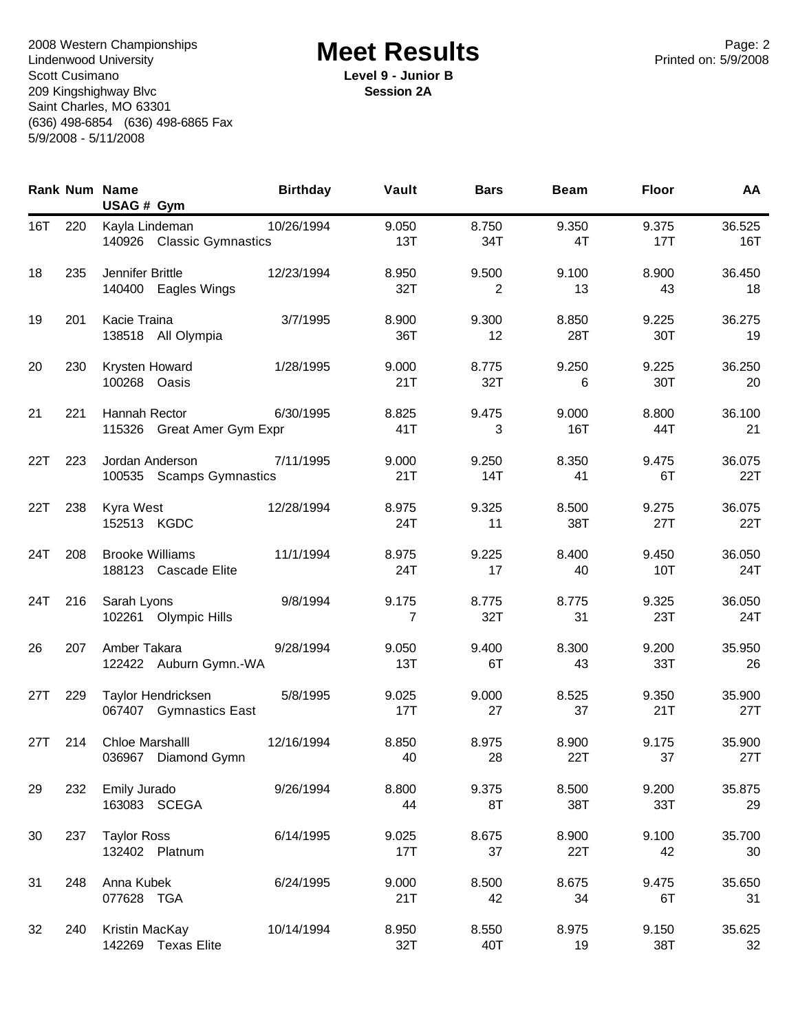2008 Western Championships
Lindenwood University
Scott Cusimano
209 Kingshighway Blvc
Saint Charles, MO 63301
(636) 498-6854 (636) 498-6865 Fax
5/9/2008 - 5/11/2008

# Meet Results

**Level 9 - Junior B**
**Session 2A**

Page: 2
Printed on: 5/9/2008

| Rank | Num | Name / USAG # Gym | Birthday | Vault | Bars | Beam | Floor | AA |
|---|---|---|---|---|---|---|---|---|
| 16T | 220 | Kayla Lindeman<br>140926 Classic Gymnastics | 10/26/1994 | 9.050<br>13T | 8.750<br>34T | 9.350<br>4T | 9.375<br>17T | 36.525<br>16T |
| 18 | 235 | Jennifer Brittle<br>140400 Eagles Wings | 12/23/1994 | 8.950<br>32T | 9.500<br>2 | 9.100<br>13 | 8.900<br>43 | 36.450<br>18 |
| 19 | 201 | Kacie Traina<br>138518 All Olympia | 3/7/1995 | 8.900<br>36T | 9.300<br>12 | 8.850<br>28T | 9.225<br>30T | 36.275<br>19 |
| 20 | 230 | Krysten Howard<br>100268 Oasis | 1/28/1995 | 9.000<br>21T | 8.775<br>32T | 9.250<br>6 | 9.225<br>30T | 36.250<br>20 |
| 21 | 221 | Hannah Rector<br>115326 Great Amer Gym Expr | 6/30/1995 | 8.825<br>41T | 9.475<br>3 | 9.000<br>16T | 8.800<br>44T | 36.100<br>21 |
| 22T | 223 | Jordan Anderson<br>100535 Scamps Gymnastics | 7/11/1995 | 9.000<br>21T | 9.250<br>14T | 8.350<br>41 | 9.475<br>6T | 36.075<br>22T |
| 22T | 238 | Kyra West<br>152513 KGDC | 12/28/1994 | 8.975<br>24T | 9.325<br>11 | 8.500<br>38T | 9.275<br>27T | 36.075<br>22T |
| 24T | 208 | Brooke Williams<br>188123 Cascade Elite | 11/1/1994 | 8.975<br>24T | 9.225<br>17 | 8.400<br>40 | 9.450<br>10T | 36.050<br>24T |
| 24T | 216 | Sarah Lyons<br>102261 Olympic Hills | 9/8/1994 | 9.175<br>7 | 8.775<br>32T | 8.775<br>31 | 9.325<br>23T | 36.050<br>24T |
| 26 | 207 | Amber Takara<br>122422 Auburn Gymn.-WA | 9/28/1994 | 9.050<br>13T | 9.400<br>6T | 8.300<br>43 | 9.200<br>33T | 35.950<br>26 |
| 27T | 229 | Taylor Hendricksen<br>067407 Gymnastics East | 5/8/1995 | 9.025<br>17T | 9.000<br>27 | 8.525<br>37 | 9.350<br>21T | 35.900<br>27T |
| 27T | 214 | Chloe Marshalll<br>036967 Diamond Gymn | 12/16/1994 | 8.850<br>40 | 8.975<br>28 | 8.900<br>22T | 9.175<br>37 | 35.900<br>27T |
| 29 | 232 | Emily Jurado<br>163083 SCEGA | 9/26/1994 | 8.800<br>44 | 9.375<br>8T | 8.500<br>38T | 9.200<br>33T | 35.875<br>29 |
| 30 | 237 | Taylor Ross<br>132402 Platnum | 6/14/1995 | 9.025<br>17T | 8.675<br>37 | 8.900<br>22T | 9.100<br>42 | 35.700<br>30 |
| 31 | 248 | Anna Kubek<br>077628 TGA | 6/24/1995 | 9.000<br>21T | 8.500<br>42 | 8.675<br>34 | 9.475<br>6T | 35.650<br>31 |
| 32 | 240 | Kristin MacKay<br>142269 Texas Elite | 10/14/1994 | 8.950<br>32T | 8.550<br>40T | 8.975<br>19 | 9.150<br>38T | 35.625<br>32 |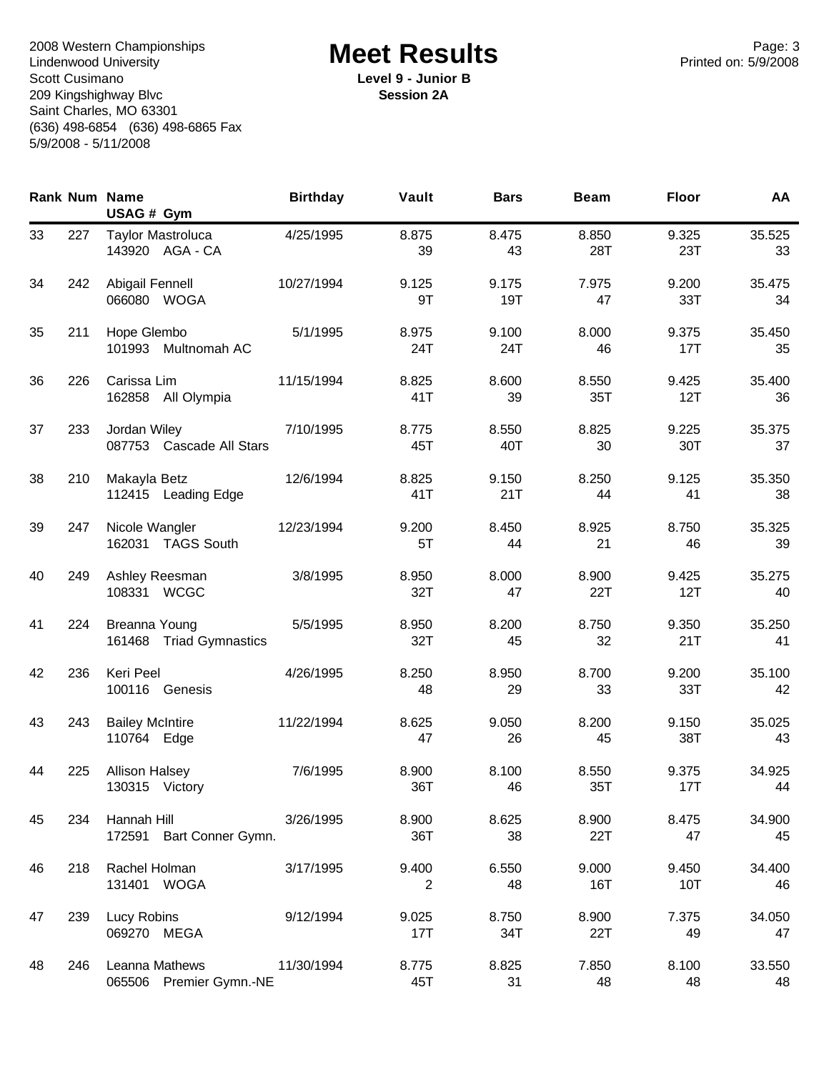2008 Western Championships
Lindenwood University
Scott Cusimano
209 Kingshighway Blvc
Saint Charles, MO 63301
(636) 498-6854 (636) 498-6865 Fax
5/9/2008 - 5/11/2008

# Meet Results

**Level 9 - Junior B**
**Session 2A**

Printed on: 5/9/2008

| Rank | Num | Name / USAG # Gym | Birthday | Vault | Bars | Beam | Floor | AA |
|---|---|---|---|---|---|---|---|---|
| 33 | 227 | Taylor Mastroluca<br>143920 AGA - CA | 4/25/1995 | 8.875<br>39 | 8.475<br>43 | 8.850<br>28T | 9.325<br>23T | 35.525<br>33 |
| 34 | 242 | Abigail Fennell<br>066080 WOGA | 10/27/1994 | 9.125<br>9T | 9.175<br>19T | 7.975<br>47 | 9.200<br>33T | 35.475<br>34 |
| 35 | 211 | Hope Glembo<br>101993 Multnomah AC | 5/1/1995 | 8.975<br>24T | 9.100<br>24T | 8.000<br>46 | 9.375<br>17T | 35.450<br>35 |
| 36 | 226 | Carissa Lim<br>162858 All Olympia | 11/15/1994 | 8.825<br>41T | 8.600<br>39 | 8.550<br>35T | 9.425<br>12T | 35.400<br>36 |
| 37 | 233 | Jordan Wiley<br>087753 Cascade All Stars | 7/10/1995 | 8.775<br>45T | 8.550<br>40T | 8.825<br>30 | 9.225<br>30T | 35.375<br>37 |
| 38 | 210 | Makayla Betz<br>112415 Leading Edge | 12/6/1994 | 8.825<br>41T | 9.150<br>21T | 8.250<br>44 | 9.125<br>41 | 35.350<br>38 |
| 39 | 247 | Nicole Wangler<br>162031 TAGS South | 12/23/1994 | 9.200<br>5T | 8.450<br>44 | 8.925<br>21 | 8.750<br>46 | 35.325<br>39 |
| 40 | 249 | Ashley Reesman<br>108331 WCGC | 3/8/1995 | 8.950<br>32T | 8.000<br>47 | 8.900<br>22T | 9.425<br>12T | 35.275<br>40 |
| 41 | 224 | Breanna Young<br>161468 Triad Gymnastics | 5/5/1995 | 8.950<br>32T | 8.200<br>45 | 8.750<br>32 | 9.350<br>21T | 35.250<br>41 |
| 42 | 236 | Keri Peel<br>100116 Genesis | 4/26/1995 | 8.250<br>48 | 8.950<br>29 | 8.700<br>33 | 9.200<br>33T | 35.100<br>42 |
| 43 | 243 | Bailey McIntire<br>110764 Edge | 11/22/1994 | 8.625<br>47 | 9.050<br>26 | 8.200<br>45 | 9.150<br>38T | 35.025<br>43 |
| 44 | 225 | Allison Halsey<br>130315 Victory | 7/6/1995 | 8.900<br>36T | 8.100<br>46 | 8.550<br>35T | 9.375<br>17T | 34.925<br>44 |
| 45 | 234 | Hannah Hill<br>172591 Bart Conner Gymn. | 3/26/1995 | 8.900<br>36T | 8.625<br>38 | 8.900<br>22T | 8.475<br>47 | 34.900<br>45 |
| 46 | 218 | Rachel Holman<br>131401 WOGA | 3/17/1995 | 9.400<br>2 | 6.550<br>48 | 9.000<br>16T | 9.450<br>10T | 34.400<br>46 |
| 47 | 239 | Lucy Robins<br>069270 MEGA | 9/12/1994 | 9.025<br>17T | 8.750<br>34T | 8.900<br>22T | 7.375<br>49 | 34.050<br>47 |
| 48 | 246 | Leanna Mathews<br>065506 Premier Gymn.-NE | 11/30/1994 | 8.775<br>45T | 8.825<br>31 | 7.850<br>48 | 8.100<br>48 | 33.550<br>48 |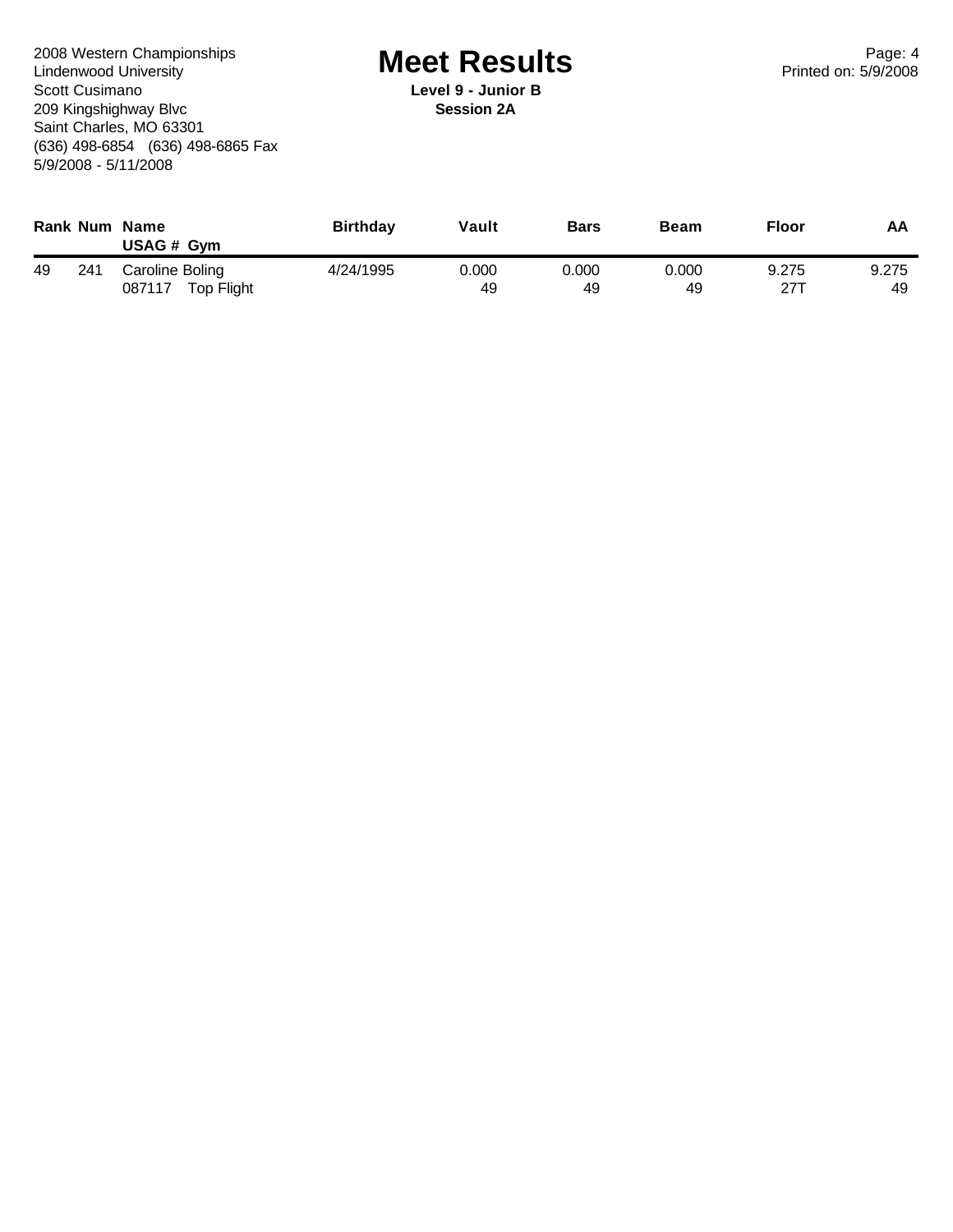2008 Western Championships
Lindenwood University
Scott Cusimano
209 Kingshighway Blvc
Saint Charles, MO 63301
(636) 498-6854 (636) 498-6865 Fax
5/9/2008 - 5/11/2008

# Meet Results

**Level 9 - Junior B**
**Session 2A**

Printed on: 5/9/2008

| Rank | Num | Name / USAG # Gym | Birthday | Vault | Bars | Beam | Floor | AA |
|---|---|---|---|---|---|---|---|---|
| 49 | 241 | Caroline Boling | 4/24/1995 | 0.000 | 0.000 | 0.000 | 9.275 | 9.275 |
| | | 087117 Top Flight | | 49 | 49 | 49 | 27T | 49 |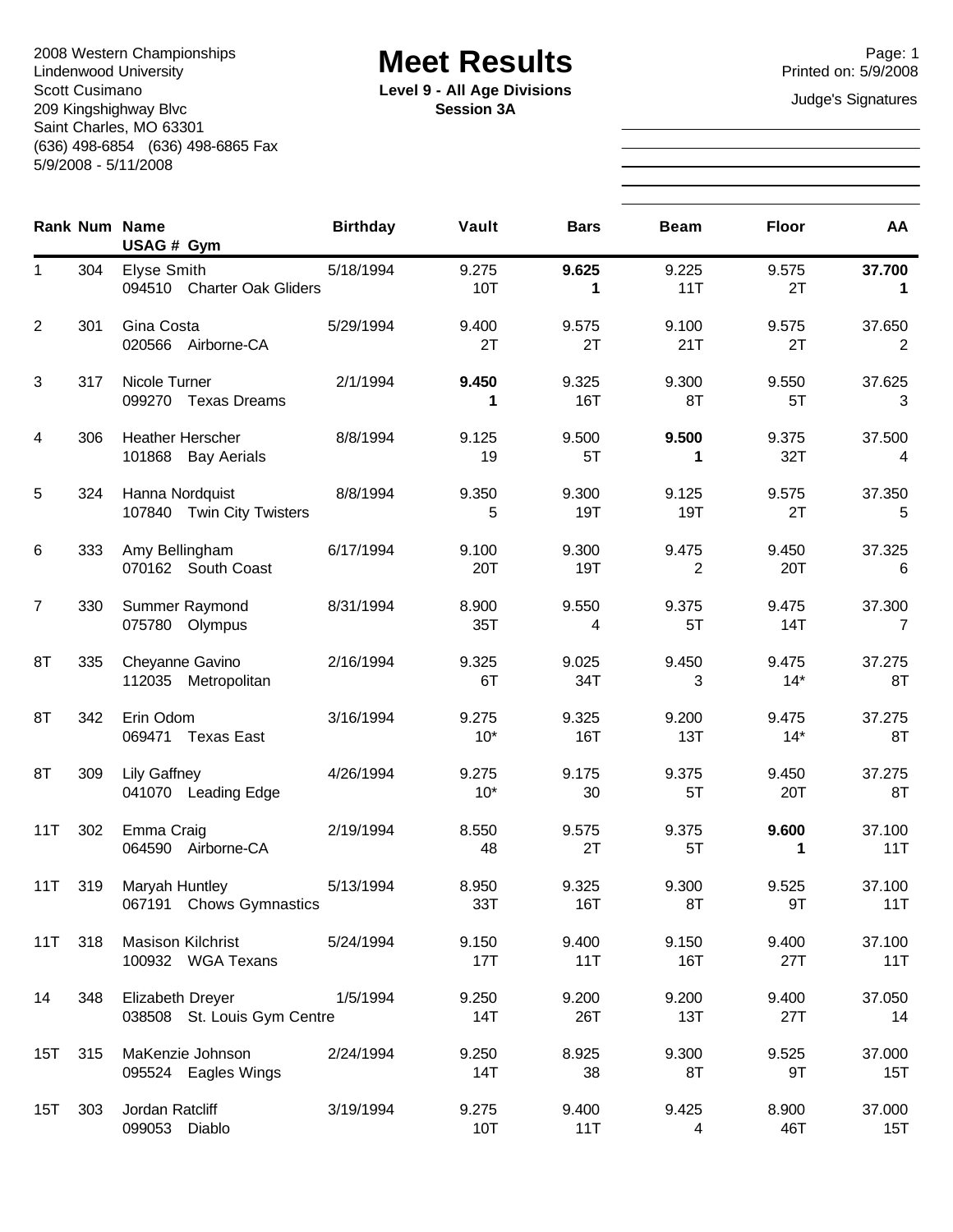2008 Western Championships
Lindenwood University
Scott Cusimano
209 Kingshighway Blvc
Saint Charles, MO 63301
(636) 498-6854 (636) 498-6865 Fax
5/9/2008 - 5/11/2008

# Meet Results

**Level 9 - All Age Divisions**
**Session 3A**

Printed on: 5/9/2008

Judge's Signatures

| Rank | Num | Name / USAG # Gym | Birthday | Vault | Bars | Beam | Floor | AA |
|---|---|---|---|---|---|---|---|---|
| 1 | 304 | Elyse Smith<br>094510 Charter Oak Gliders | 5/18/1994 | 9.275<br>10T | **9.625**<br>**1** | 9.225<br>11T | 9.575<br>2T | **37.700**<br>**1** |
| 2 | 301 | Gina Costa<br>020566 Airborne-CA | 5/29/1994 | 9.400<br>2T | 9.575<br>2T | 9.100<br>21T | 9.575<br>2T | 37.650<br>2 |
| 3 | 317 | Nicole Turner<br>099270 Texas Dreams | 2/1/1994 | **9.450**<br>**1** | 9.325<br>16T | 9.300<br>8T | 9.550<br>5T | 37.625<br>3 |
| 4 | 306 | Heather Herscher<br>101868 Bay Aerials | 8/8/1994 | 9.125<br>19 | 9.500<br>5T | **9.500**<br>**1** | 9.375<br>32T | 37.500<br>4 |
| 5 | 324 | Hanna Nordquist<br>107840 Twin City Twisters | 8/8/1994 | 9.350<br>5 | 9.300<br>19T | 9.125<br>19T | 9.575<br>2T | 37.350<br>5 |
| 6 | 333 | Amy Bellingham<br>070162 South Coast | 6/17/1994 | 9.100<br>20T | 9.300<br>19T | 9.475<br>2 | 9.450<br>20T | 37.325<br>6 |
| 7 | 330 | Summer Raymond<br>075780 Olympus | 8/31/1994 | 8.900<br>35T | 9.550<br>4 | 9.375<br>5T | 9.475<br>14T | 37.300<br>7 |
| 8T | 335 | Cheyanne Gavino<br>112035 Metropolitan | 2/16/1994 | 9.325<br>6T | 9.025<br>34T | 9.450<br>3 | 9.475<br>14* | 37.275<br>8T |
| 8T | 342 | Erin Odom<br>069471 Texas East | 3/16/1994 | 9.275<br>10* | 9.325<br>16T | 9.200<br>13T | 9.475<br>14* | 37.275<br>8T |
| 8T | 309 | Lily Gaffney<br>041070 Leading Edge | 4/26/1994 | 9.275<br>10* | 9.175<br>30 | 9.375<br>5T | 9.450<br>20T | 37.275<br>8T |
| 11T | 302 | Emma Craig<br>064590 Airborne-CA | 2/19/1994 | 8.550<br>48 | 9.575<br>2T | 9.375<br>5T | **9.600**<br>**1** | 37.100<br>11T |
| 11T | 319 | Maryah Huntley<br>067191 Chows Gymnastics | 5/13/1994 | 8.950<br>33T | 9.325<br>16T | 9.300<br>8T | 9.525<br>9T | 37.100<br>11T |
| 11T | 318 | Masison Kilchrist<br>100932 WGA Texans | 5/24/1994 | 9.150<br>17T | 9.400<br>11T | 9.150<br>16T | 9.400<br>27T | 37.100<br>11T |
| 14 | 348 | Elizabeth Dreyer<br>038508 St. Louis Gym Centre | 1/5/1994 | 9.250<br>14T | 9.200<br>26T | 9.200<br>13T | 9.400<br>27T | 37.050<br>14 |
| 15T | 315 | MaKenzie Johnson<br>095524 Eagles Wings | 2/24/1994 | 9.250<br>14T | 8.925<br>38 | 9.300<br>8T | 9.525<br>9T | 37.000<br>15T |
| 15T | 303 | Jordan Ratcliff<br>099053 Diablo | 3/19/1994 | 9.275<br>10T | 9.400<br>11T | 9.425<br>4 | 8.900<br>46T | 37.000<br>15T |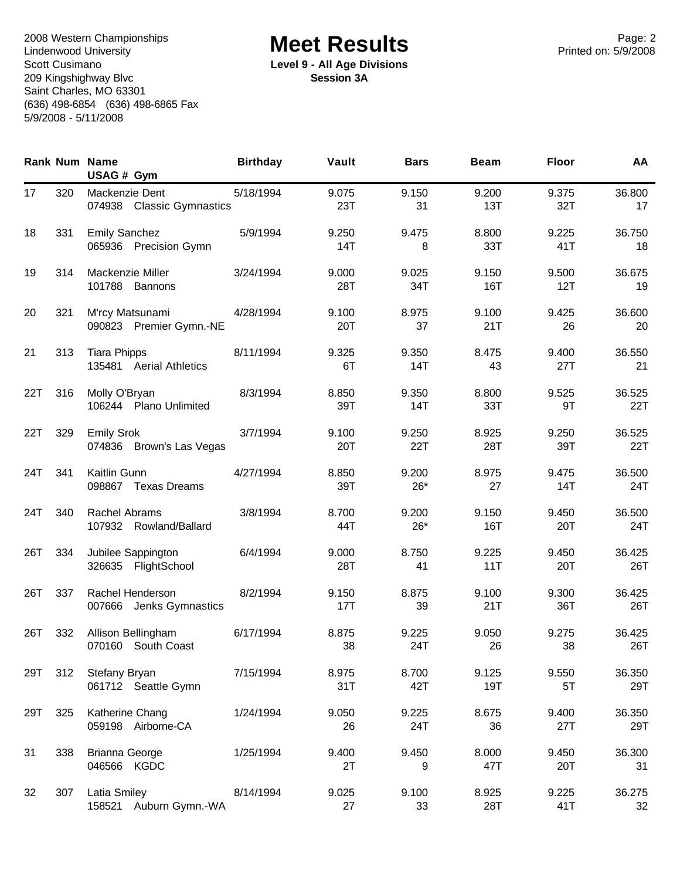2008 Western Championships
Lindenwood University
Scott Cusimano
209 Kingshighway Blvc
Saint Charles, MO 63301
(636) 498-6854 (636) 498-6865 Fax
5/9/2008 - 5/11/2008

# Meet Results

**Level 9 - All Age Divisions**
**Session 3A**

Page: 2
Printed on: 5/9/2008

| Rank | Num | Name / USAG # Gym | Birthday | Vault | Bars | Beam | Floor | AA |
|---|---|---|---|---|---|---|---|---|
| 17 | 320 | Mackenzie Dent<br>074938 Classic Gymnastics | 5/18/1994 | 9.075<br>23T | 9.150<br>31 | 9.200<br>13T | 9.375<br>32T | 36.800<br>17 |
| 18 | 331 | Emily Sanchez<br>065936 Precision Gymn | 5/9/1994 | 9.250<br>14T | 9.475<br>8 | 8.800<br>33T | 9.225<br>41T | 36.750<br>18 |
| 19 | 314 | Mackenzie Miller<br>101788 Bannons | 3/24/1994 | 9.000<br>28T | 9.025<br>34T | 9.150<br>16T | 9.500<br>12T | 36.675<br>19 |
| 20 | 321 | M'rcy Matsunami<br>090823 Premier Gymn.-NE | 4/28/1994 | 9.100<br>20T | 8.975<br>37 | 9.100<br>21T | 9.425<br>26 | 36.600<br>20 |
| 21 | 313 | Tiara Phipps<br>135481 Aerial Athletics | 8/11/1994 | 9.325<br>6T | 9.350<br>14T | 8.475<br>43 | 9.400<br>27T | 36.550<br>21 |
| 22T | 316 | Molly O'Bryan<br>106244 Plano Unlimited | 8/3/1994 | 8.850<br>39T | 9.350<br>14T | 8.800<br>33T | 9.525<br>9T | 36.525<br>22T |
| 22T | 329 | Emily Srok<br>074836 Brown's Las Vegas | 3/7/1994 | 9.100<br>20T | 9.250<br>22T | 8.925<br>28T | 9.250<br>39T | 36.525<br>22T |
| 24T | 341 | Kaitlin Gunn<br>098867 Texas Dreams | 4/27/1994 | 8.850<br>39T | 9.200<br>26* | 8.975<br>27 | 9.475<br>14T | 36.500<br>24T |
| 24T | 340 | Rachel Abrams<br>107932 Rowland/Ballard | 3/8/1994 | 8.700<br>44T | 9.200<br>26* | 9.150<br>16T | 9.450<br>20T | 36.500<br>24T |
| 26T | 334 | Jubilee Sappington<br>326635 FlightSchool | 6/4/1994 | 9.000<br>28T | 8.750<br>41 | 9.225<br>11T | 9.450<br>20T | 36.425<br>26T |
| 26T | 337 | Rachel Henderson<br>007666 Jenks Gymnastics | 8/2/1994 | 9.150<br>17T | 8.875<br>39 | 9.100<br>21T | 9.300<br>36T | 36.425<br>26T |
| 26T | 332 | Allison Bellingham<br>070160 South Coast | 6/17/1994 | 8.875<br>38 | 9.225<br>24T | 9.050<br>26 | 9.275<br>38 | 36.425<br>26T |
| 29T | 312 | Stefany Bryan<br>061712 Seattle Gymn | 7/15/1994 | 8.975<br>31T | 8.700<br>42T | 9.125<br>19T | 9.550<br>5T | 36.350<br>29T |
| 29T | 325 | Katherine Chang<br>059198 Airborne-CA | 1/24/1994 | 9.050<br>26 | 9.225<br>24T | 8.675<br>36 | 9.400<br>27T | 36.350<br>29T |
| 31 | 338 | Brianna George<br>046566 KGDC | 1/25/1994 | 9.400<br>2T | 9.450<br>9 | 8.000<br>47T | 9.450<br>20T | 36.300<br>31 |
| 32 | 307 | Latia Smiley<br>158521 Auburn Gymn.-WA | 8/14/1994 | 9.025<br>27 | 9.100<br>33 | 8.925<br>28T | 9.225<br>41T | 36.275<br>32 |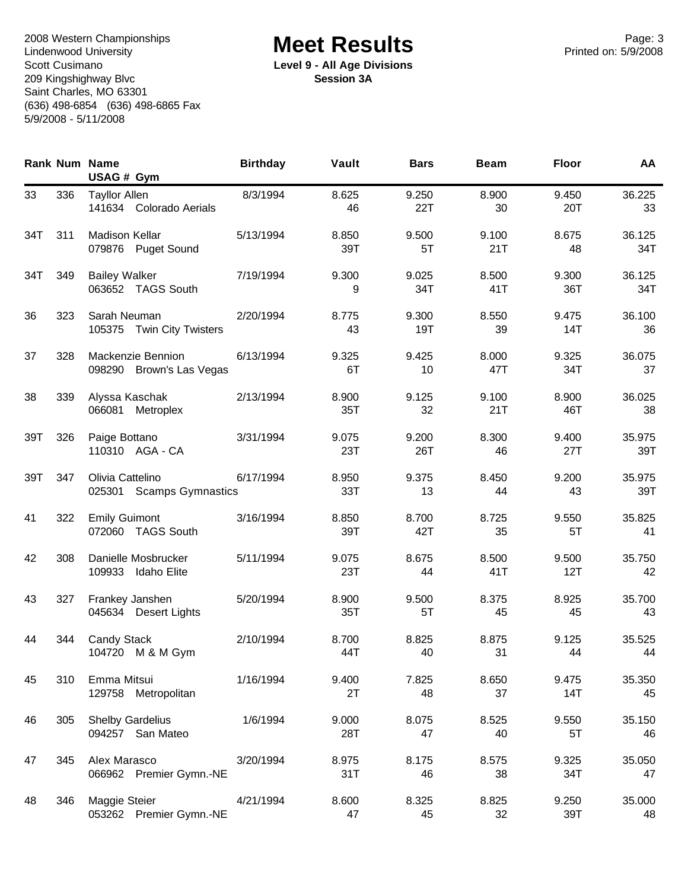2008 Western Championships
Lindenwood University
Scott Cusimano
209 Kingshighway Blvc
Saint Charles, MO 63301
(636) 498-6854 (636) 498-6865 Fax
5/9/2008 - 5/11/2008

# Meet Results

**Level 9 - All Age Divisions**
**Session 3A**

Printed on: 5/9/2008

| Rank | Num | Name / USAG # Gym | Birthday | Vault | Bars | Beam | Floor | AA |
|---|---|---|---|---|---|---|---|---|
| 33 | 336 | Tayllor Allen<br>141634 Colorado Aerials | 8/3/1994 | 8.625<br>46 | 9.250<br>22T | 8.900<br>30 | 9.450<br>20T | 36.225<br>33 |
| 34T | 311 | Madison Kellar<br>079876 Puget Sound | 5/13/1994 | 8.850<br>39T | 9.500<br>5T | 9.100<br>21T | 8.675<br>48 | 36.125<br>34T |
| 34T | 349 | Bailey Walker<br>063652 TAGS South | 7/19/1994 | 9.300<br>9 | 9.025<br>34T | 8.500<br>41T | 9.300<br>36T | 36.125<br>34T |
| 36 | 323 | Sarah Neuman<br>105375 Twin City Twisters | 2/20/1994 | 8.775<br>43 | 9.300<br>19T | 8.550<br>39 | 9.475<br>14T | 36.100<br>36 |
| 37 | 328 | Mackenzie Bennion<br>098290 Brown's Las Vegas | 6/13/1994 | 9.325<br>6T | 9.425<br>10 | 8.000<br>47T | 9.325<br>34T | 36.075<br>37 |
| 38 | 339 | Alyssa Kaschak<br>066081 Metroplex | 2/13/1994 | 8.900<br>35T | 9.125<br>32 | 9.100<br>21T | 8.900<br>46T | 36.025<br>38 |
| 39T | 326 | Paige Bottano<br>110310 AGA - CA | 3/31/1994 | 9.075<br>23T | 9.200<br>26T | 8.300<br>46 | 9.400<br>27T | 35.975<br>39T |
| 39T | 347 | Olivia Cattelino<br>025301 Scamps Gymnastics | 6/17/1994 | 8.950<br>33T | 9.375<br>13 | 8.450<br>44 | 9.200<br>43 | 35.975<br>39T |
| 41 | 322 | Emily Guimont<br>072060 TAGS South | 3/16/1994 | 8.850<br>39T | 8.700<br>42T | 8.725<br>35 | 9.550<br>5T | 35.825<br>41 |
| 42 | 308 | Danielle Mosbrucker<br>109933 Idaho Elite | 5/11/1994 | 9.075<br>23T | 8.675<br>44 | 8.500<br>41T | 9.500<br>12T | 35.750<br>42 |
| 43 | 327 | Frankey Janshen<br>045634 Desert Lights | 5/20/1994 | 8.900<br>35T | 9.500<br>5T | 8.375<br>45 | 8.925<br>45 | 35.700<br>43 |
| 44 | 344 | Candy Stack<br>104720 M & M Gym | 2/10/1994 | 8.700<br>44T | 8.825<br>40 | 8.875<br>31 | 9.125<br>44 | 35.525<br>44 |
| 45 | 310 | Emma Mitsui<br>129758 Metropolitan | 1/16/1994 | 9.400<br>2T | 7.825<br>48 | 8.650<br>37 | 9.475<br>14T | 35.350<br>45 |
| 46 | 305 | Shelby Gardelius<br>094257 San Mateo | 1/6/1994 | 9.000<br>28T | 8.075<br>47 | 8.525<br>40 | 9.550<br>5T | 35.150<br>46 |
| 47 | 345 | Alex Marasco<br>066962 Premier Gymn.-NE | 3/20/1994 | 8.975<br>31T | 8.175<br>46 | 8.575<br>38 | 9.325<br>34T | 35.050<br>47 |
| 48 | 346 | Maggie Steier<br>053262 Premier Gymn.-NE | 4/21/1994 | 8.600<br>47 | 8.325<br>45 | 8.825<br>32 | 9.250<br>39T | 35.000<br>48 |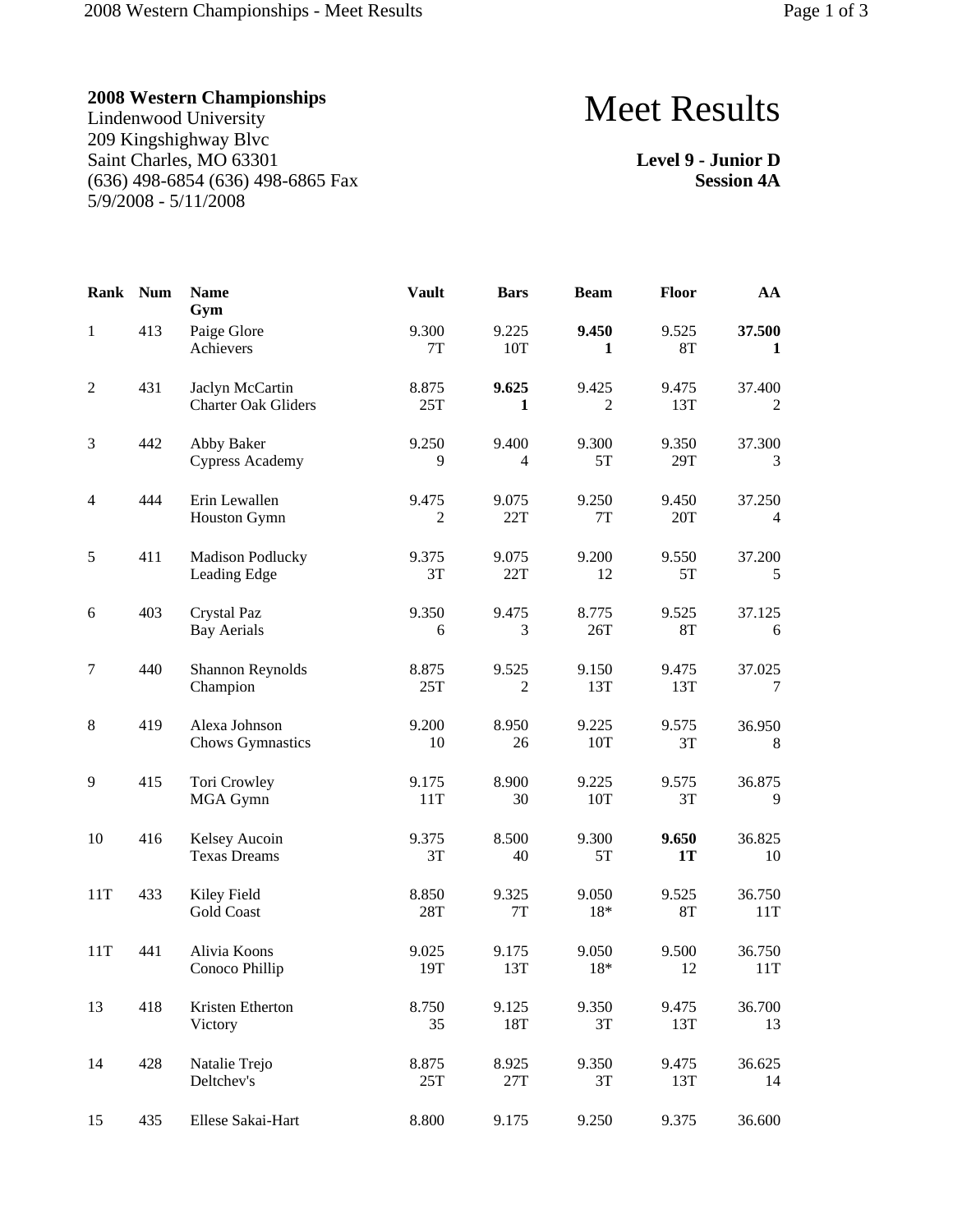**2008 Western Championships**
Lindenwood University
209 Kingshighway Blvc
Saint Charles, MO 63301
(636) 498-6854 (636) 498-6865 Fax
5/9/2008 - 5/11/2008

# Meet Results

**Level 9 - Junior D**
**Session 4A**

| Rank | Num | Name<br>Gym | Vault | Bars | Beam | Floor | AA |
|---|---|---|---|---|---|---|---|
| 1 | 413 | Paige Glore<br>Achievers | 9.300<br>7T | 9.225<br>10T | **9.450**<br>**1** | 9.525<br>8T | **37.500**<br>**1** |
| 2 | 431 | Jaclyn McCartin<br>Charter Oak Gliders | 8.875<br>25T | **9.625**<br>**1** | 9.425<br>2 | 9.475<br>13T | 37.400<br>2 |
| 3 | 442 | Abby Baker<br>Cypress Academy | 9.250<br>9 | 9.400<br>4 | 9.300<br>5T | 9.350<br>29T | 37.300<br>3 |
| 4 | 444 | Erin Lewallen<br>Houston Gymn | 9.475<br>2 | 9.075<br>22T | 9.250<br>7T | 9.450<br>20T | 37.250<br>4 |
| 5 | 411 | Madison Podlucky<br>Leading Edge | 9.375<br>3T | 9.075<br>22T | 9.200<br>12 | 9.550<br>5T | 37.200<br>5 |
| 6 | 403 | Crystal Paz<br>Bay Aerials | 9.350<br>6 | 9.475<br>3 | 8.775<br>26T | 9.525<br>8T | 37.125<br>6 |
| 7 | 440 | Shannon Reynolds<br>Champion | 8.875<br>25T | 9.525<br>2 | 9.150<br>13T | 9.475<br>13T | 37.025<br>7 |
| 8 | 419 | Alexa Johnson<br>Chows Gymnastics | 9.200<br>10 | 8.950<br>26 | 9.225<br>10T | 9.575<br>3T | 36.950<br>8 |
| 9 | 415 | Tori Crowley<br>MGA Gymn | 9.175<br>11T | 8.900<br>30 | 9.225<br>10T | 9.575<br>3T | 36.875<br>9 |
| 10 | 416 | Kelsey Aucoin<br>Texas Dreams | 9.375<br>3T | 8.500<br>40 | 9.300<br>5T | **9.650**<br>**1T** | 36.825<br>10 |
| 11T | 433 | Kiley Field<br>Gold Coast | 8.850<br>28T | 9.325<br>7T | 9.050<br>18* | 9.525<br>8T | 36.750<br>11T |
| 11T | 441 | Alivia Koons<br>Conoco Phillip | 9.025<br>19T | 9.175<br>13T | 9.050<br>18* | 9.500<br>12 | 36.750<br>11T |
| 13 | 418 | Kristen Etherton<br>Victory | 8.750<br>35 | 9.125<br>18T | 9.350<br>3T | 9.475<br>13T | 36.700<br>13 |
| 14 | 428 | Natalie Trejo<br>Deltchev's | 8.875<br>25T | 8.925<br>27T | 9.350<br>3T | 9.475<br>13T | 36.625<br>14 |
| 15 | 435 | Ellese Sakai-Hart | 8.800 | 9.175 | 9.250 | 9.375 | 36.600 |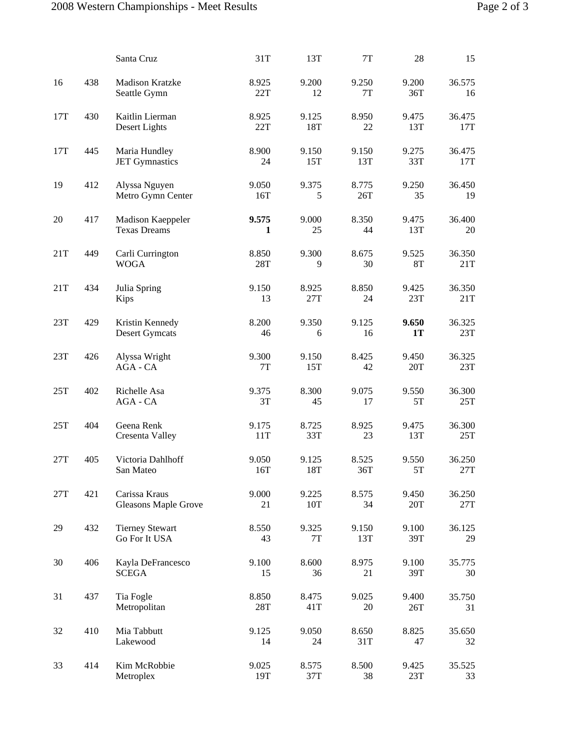| Place | # | Name / Gym | Vault | Bars | Beam | Floor | AA |
|---|---|---|---|---|---|---|---|
| | | Santa Cruz | 31T | 13T | 7T | 28 | 15 |
| 16 | 438 | Madison Kratzke<br>Seattle Gymn | 8.925<br>22T | 9.200<br>12 | 9.250<br>7T | 9.200<br>36T | 36.575<br>16 |
| 17T | 430 | Kaitlin Lierman<br>Desert Lights | 8.925<br>22T | 9.125<br>18T | 8.950<br>22 | 9.475<br>13T | 36.475<br>17T |
| 17T | 445 | Maria Hundley<br>JET Gymnastics | 8.900<br>24 | 9.150<br>15T | 9.150<br>13T | 9.275<br>33T | 36.475<br>17T |
| 19 | 412 | Alyssa Nguyen<br>Metro Gymn Center | 9.050<br>16T | 9.375<br>5 | 8.775<br>26T | 9.250<br>35 | 36.450<br>19 |
| 20 | 417 | Madison Kaeppeler<br>Texas Dreams | **9.575**<br>**1** | 9.000<br>25 | 8.350<br>44 | 9.475<br>13T | 36.400<br>20 |
| 21T | 449 | Carli Currington<br>WOGA | 8.850<br>28T | 9.300<br>9 | 8.675<br>30 | 9.525<br>8T | 36.350<br>21T |
| 21T | 434 | Julia Spring<br>Kips | 9.150<br>13 | 8.925<br>27T | 8.850<br>24 | 9.425<br>23T | 36.350<br>21T |
| 23T | 429 | Kristin Kennedy<br>Desert Gymcats | 8.200<br>46 | 9.350<br>6 | 9.125<br>16 | **9.650**<br>**1T** | 36.325<br>23T |
| 23T | 426 | Alyssa Wright<br>AGA - CA | 9.300<br>7T | 9.150<br>15T | 8.425<br>42 | 9.450<br>20T | 36.325<br>23T |
| 25T | 402 | Richelle Asa<br>AGA - CA | 9.375<br>3T | 8.300<br>45 | 9.075<br>17 | 9.550<br>5T | 36.300<br>25T |
| 25T | 404 | Geena Renk<br>Cresenta Valley | 9.175<br>11T | 8.725<br>33T | 8.925<br>23 | 9.475<br>13T | 36.300<br>25T |
| 27T | 405 | Victoria Dahlhoff<br>San Mateo | 9.050<br>16T | 9.125<br>18T | 8.525<br>36T | 9.550<br>5T | 36.250<br>27T |
| 27T | 421 | Carissa Kraus<br>Gleasons Maple Grove | 9.000<br>21 | 9.225<br>10T | 8.575<br>34 | 9.450<br>20T | 36.250<br>27T |
| 29 | 432 | Tierney Stewart<br>Go For It USA | 8.550<br>43 | 9.325<br>7T | 9.150<br>13T | 9.100<br>39T | 36.125<br>29 |
| 30 | 406 | Kayla DeFrancesco<br>SCEGA | 9.100<br>15 | 8.600<br>36 | 8.975<br>21 | 9.100<br>39T | 35.775<br>30 |
| 31 | 437 | Tia Fogle<br>Metropolitan | 8.850<br>28T | 8.475<br>41T | 9.025<br>20 | 9.400<br>26T | 35.750<br>31 |
| 32 | 410 | Mia Tabbutt<br>Lakewood | 9.125<br>14 | 9.050<br>24 | 8.650<br>31T | 8.825<br>47 | 35.650<br>32 |
| 33 | 414 | Kim McRobbie<br>Metroplex | 9.025<br>19T | 8.575<br>37T | 8.500<br>38 | 9.425<br>23T | 35.525<br>33 |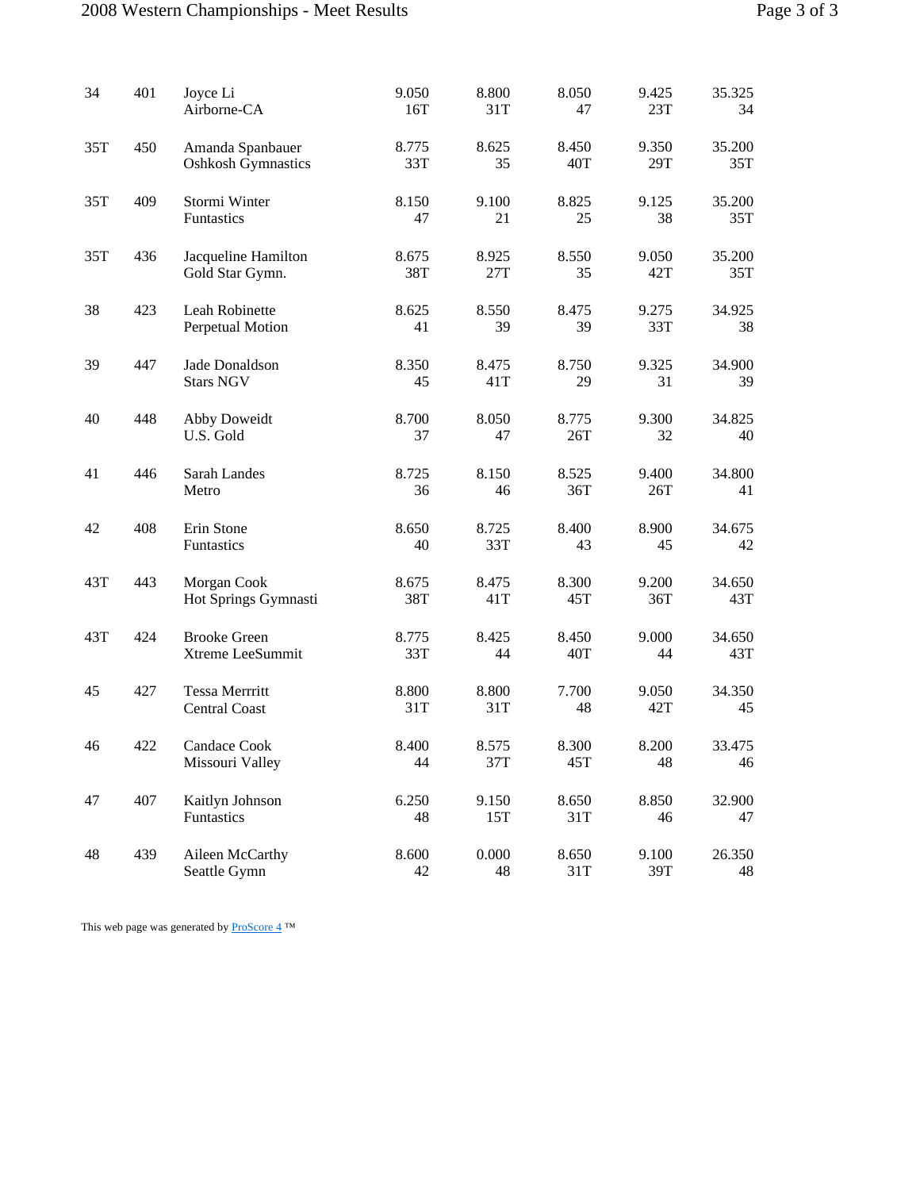| | | | | | | | |
|---|---|---|---|---|---|---|---|
| 34 | 401 | Joyce Li<br>Airborne-CA | 9.050<br>16T | 8.800<br>31T | 8.050<br>47 | 9.425<br>23T | 35.325<br>34 |
| 35T | 450 | Amanda Spanbauer<br>Oshkosh Gymnastics | 8.775<br>33T | 8.625<br>35 | 8.450<br>40T | 9.350<br>29T | 35.200<br>35T |
| 35T | 409 | Stormi Winter<br>Funtastics | 8.150<br>47 | 9.100<br>21 | 8.825<br>25 | 9.125<br>38 | 35.200<br>35T |
| 35T | 436 | Jacqueline Hamilton<br>Gold Star Gymn. | 8.675<br>38T | 8.925<br>27T | 8.550<br>35 | 9.050<br>42T | 35.200<br>35T |
| 38 | 423 | Leah Robinette<br>Perpetual Motion | 8.625<br>41 | 8.550<br>39 | 8.475<br>39 | 9.275<br>33T | 34.925<br>38 |
| 39 | 447 | Jade Donaldson<br>Stars NGV | 8.350<br>45 | 8.475<br>41T | 8.750<br>29 | 9.325<br>31 | 34.900<br>39 |
| 40 | 448 | Abby Doweidt<br>U.S. Gold | 8.700<br>37 | 8.050<br>47 | 8.775<br>26T | 9.300<br>32 | 34.825<br>40 |
| 41 | 446 | Sarah Landes<br>Metro | 8.725<br>36 | 8.150<br>46 | 8.525<br>36T | 9.400<br>26T | 34.800<br>41 |
| 42 | 408 | Erin Stone<br>Funtastics | 8.650<br>40 | 8.725<br>33T | 8.400<br>43 | 8.900<br>45 | 34.675<br>42 |
| 43T | 443 | Morgan Cook<br>Hot Springs Gymnasti | 8.675<br>38T | 8.475<br>41T | 8.300<br>45T | 9.200<br>36T | 34.650<br>43T |
| 43T | 424 | Brooke Green<br>Xtreme LeeSummit | 8.775<br>33T | 8.425<br>44 | 8.450<br>40T | 9.000<br>44 | 34.650<br>43T |
| 45 | 427 | Tessa Merrritt<br>Central Coast | 8.800<br>31T | 8.800<br>31T | 7.700<br>48 | 9.050<br>42T | 34.350<br>45 |
| 46 | 422 | Candace Cook<br>Missouri Valley | 8.400<br>44 | 8.575<br>37T | 8.300<br>45T | 8.200<br>48 | 33.475<br>46 |
| 47 | 407 | Kaitlyn Johnson<br>Funtastics | 6.250<br>48 | 9.150<br>15T | 8.650<br>31T | 8.850<br>46 | 32.900<br>47 |
| 48 | 439 | Aileen McCarthy<br>Seattle Gymn | 8.600<br>42 | 0.000<br>48 | 8.650<br>31T | 9.100<br>39T | 26.350<br>48 |

This web page was generated by ProScore 4 ™